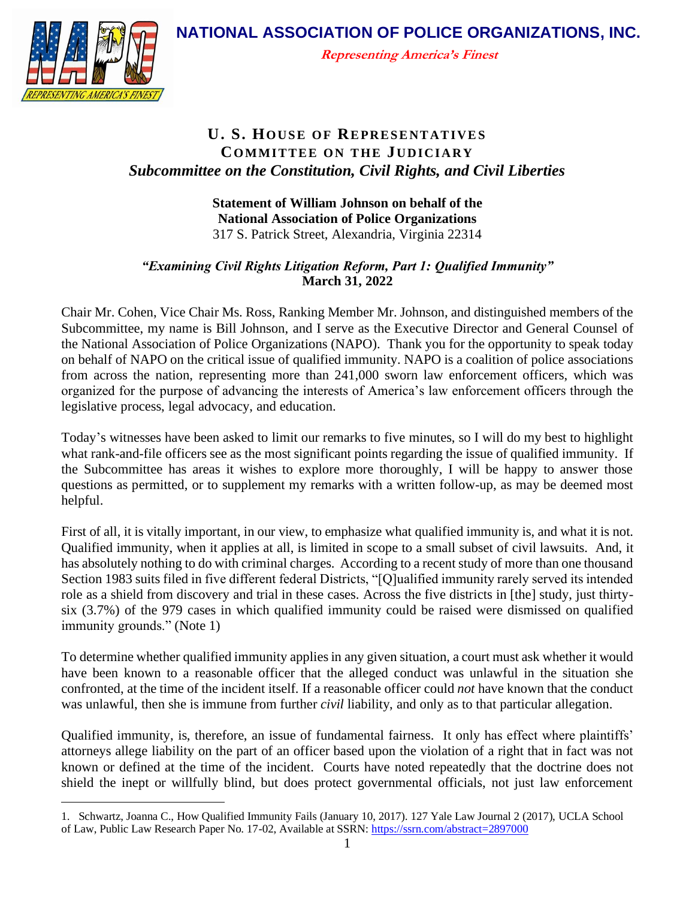# NATIONAL ASSOCIATION OF POLICE ORGANIZATIONS, INC.

***Representing America's Finest***

## U. S. HOUSE OF REPRESENTATIVES
## COMMITTEE ON THE JUDICIARY
### *Subcommittee on the Constitution, Civil Rights, and Civil Liberties*

**Statement of William Johnson on behalf of the**
**National Association of Police Organizations**
317 S. Patrick Street, Alexandria, Virginia 22314

***"Examining Civil Rights Litigation Reform, Part 1: Qualified Immunity"***
**March 31, 2022**

Chair Mr. Cohen, Vice Chair Ms. Ross, Ranking Member Mr. Johnson, and distinguished members of the Subcommittee, my name is Bill Johnson, and I serve as the Executive Director and General Counsel of the National Association of Police Organizations (NAPO). Thank you for the opportunity to speak today on behalf of NAPO on the critical issue of qualified immunity. NAPO is a coalition of police associations from across the nation, representing more than 241,000 sworn law enforcement officers, which was organized for the purpose of advancing the interests of America's law enforcement officers through the legislative process, legal advocacy, and education.

Today's witnesses have been asked to limit our remarks to five minutes, so I will do my best to highlight what rank-and-file officers see as the most significant points regarding the issue of qualified immunity. If the Subcommittee has areas it wishes to explore more thoroughly, I will be happy to answer those questions as permitted, or to supplement my remarks with a written follow-up, as may be deemed most helpful.

First of all, it is vitally important, in our view, to emphasize what qualified immunity is, and what it is not. Qualified immunity, when it applies at all, is limited in scope to a small subset of civil lawsuits. And, it has absolutely nothing to do with criminal charges. According to a recent study of more than one thousand Section 1983 suits filed in five different federal Districts, "[Q]ualified immunity rarely served its intended role as a shield from discovery and trial in these cases. Across the five districts in [the] study, just thirty-six (3.7%) of the 979 cases in which qualified immunity could be raised were dismissed on qualified immunity grounds." (Note 1)

To determine whether qualified immunity applies in any given situation, a court must ask whether it would have been known to a reasonable officer that the alleged conduct was unlawful in the situation she confronted, at the time of the incident itself. If a reasonable officer could *not* have known that the conduct was unlawful, then she is immune from further *civil* liability, and only as to that particular allegation.

Qualified immunity, is, therefore, an issue of fundamental fairness. It only has effect where plaintiffs' attorneys allege liability on the part of an officer based upon the violation of a right that in fact was not known or defined at the time of the incident. Courts have noted repeatedly that the doctrine does not shield the inept or willfully blind, but does protect governmental officials, not just law enforcement

---

1. Schwartz, Joanna C., How Qualified Immunity Fails (January 10, 2017). 127 Yale Law Journal 2 (2017), UCLA School of Law, Public Law Research Paper No. 17-02, Available at SSRN: https://ssrn.com/abstract=2897000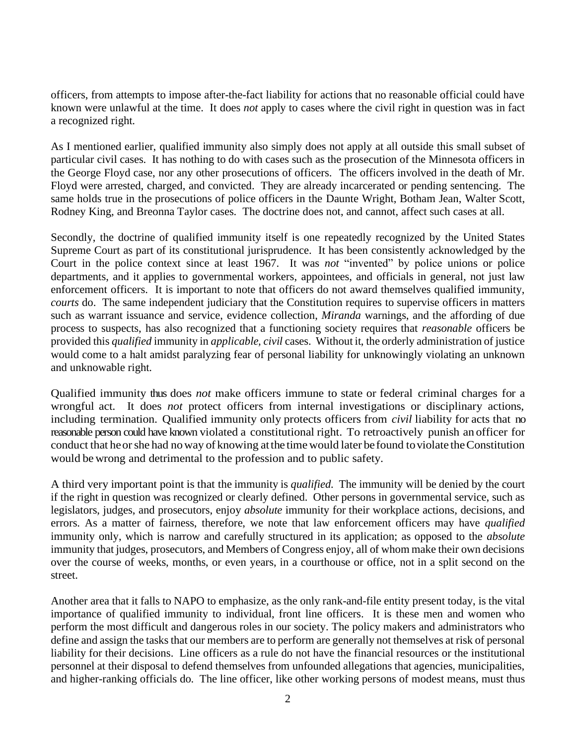officers, from attempts to impose after-the-fact liability for actions that no reasonable official could have known were unlawful at the time. It does *not* apply to cases where the civil right in question was in fact a recognized right.

As I mentioned earlier, qualified immunity also simply does not apply at all outside this small subset of particular civil cases. It has nothing to do with cases such as the prosecution of the Minnesota officers in the George Floyd case, nor any other prosecutions of officers. The officers involved in the death of Mr. Floyd were arrested, charged, and convicted. They are already incarcerated or pending sentencing. The same holds true in the prosecutions of police officers in the Daunte Wright, Botham Jean, Walter Scott, Rodney King, and Breonna Taylor cases. The doctrine does not, and cannot, affect such cases at all.

Secondly, the doctrine of qualified immunity itself is one repeatedly recognized by the United States Supreme Court as part of its constitutional jurisprudence. It has been consistently acknowledged by the Court in the police context since at least 1967. It was *not* "invented" by police unions or police departments, and it applies to governmental workers, appointees, and officials in general, not just law enforcement officers. It is important to note that officers do not award themselves qualified immunity, *courts* do. The same independent judiciary that the Constitution requires to supervise officers in matters such as warrant issuance and service, evidence collection, *Miranda* warnings, and the affording of due process to suspects, has also recognized that a functioning society requires that *reasonable* officers be provided this *qualified* immunity in *applicable, civil* cases. Without it, the orderly administration of justice would come to a halt amidst paralyzing fear of personal liability for unknowingly violating an unknown and unknowable right.

Qualified immunity thus does *not* make officers immune to state or federal criminal charges for a wrongful act. It does *not* protect officers from internal investigations or disciplinary actions, including termination. Qualified immunity only protects officers from *civil* liability for acts that no reasonable person could have known violated a constitutional right. To retroactively punish an officer for conduct that he or she had no way of knowing at the time would later be found to violate the Constitution would be wrong and detrimental to the profession and to public safety.

A third very important point is that the immunity is *qualified.* The immunity will be denied by the court if the right in question was recognized or clearly defined. Other persons in governmental service, such as legislators, judges, and prosecutors, enjoy *absolute* immunity for their workplace actions, decisions, and errors. As a matter of fairness, therefore, we note that law enforcement officers may have *qualified* immunity only, which is narrow and carefully structured in its application; as opposed to the *absolute* immunity that judges, prosecutors, and Members of Congress enjoy, all of whom make their own decisions over the course of weeks, months, or even years, in a courthouse or office, not in a split second on the street.

Another area that it falls to NAPO to emphasize, as the only rank-and-file entity present today, is the vital importance of qualified immunity to individual, front line officers. It is these men and women who perform the most difficult and dangerous roles in our society. The policy makers and administrators who define and assign the tasks that our members are to perform are generally not themselves at risk of personal liability for their decisions. Line officers as a rule do not have the financial resources or the institutional personnel at their disposal to defend themselves from unfounded allegations that agencies, municipalities, and higher-ranking officials do. The line officer, like other working persons of modest means, must thus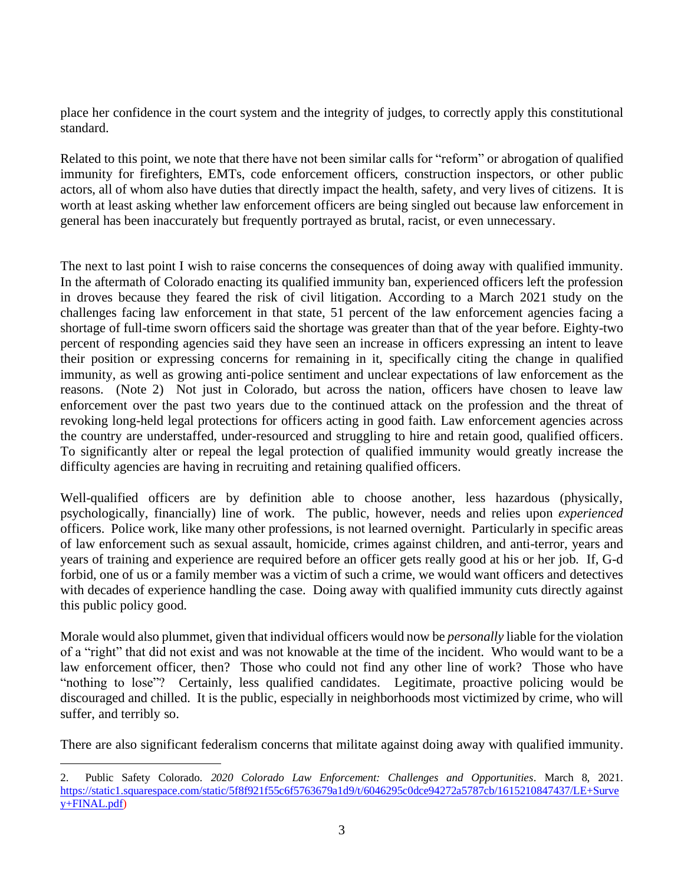place her confidence in the court system and the integrity of judges, to correctly apply this constitutional standard.

Related to this point, we note that there have not been similar calls for "reform" or abrogation of qualified immunity for firefighters, EMTs, code enforcement officers, construction inspectors, or other public actors, all of whom also have duties that directly impact the health, safety, and very lives of citizens. It is worth at least asking whether law enforcement officers are being singled out because law enforcement in general has been inaccurately but frequently portrayed as brutal, racist, or even unnecessary.

The next to last point I wish to raise concerns the consequences of doing away with qualified immunity. In the aftermath of Colorado enacting its qualified immunity ban, experienced officers left the profession in droves because they feared the risk of civil litigation. According to a March 2021 study on the challenges facing law enforcement in that state, 51 percent of the law enforcement agencies facing a shortage of full-time sworn officers said the shortage was greater than that of the year before. Eighty-two percent of responding agencies said they have seen an increase in officers expressing an intent to leave their position or expressing concerns for remaining in it, specifically citing the change in qualified immunity, as well as growing anti-police sentiment and unclear expectations of law enforcement as the reasons. (Note 2) Not just in Colorado, but across the nation, officers have chosen to leave law enforcement over the past two years due to the continued attack on the profession and the threat of revoking long-held legal protections for officers acting in good faith. Law enforcement agencies across the country are understaffed, under-resourced and struggling to hire and retain good, qualified officers. To significantly alter or repeal the legal protection of qualified immunity would greatly increase the difficulty agencies are having in recruiting and retaining qualified officers.

Well-qualified officers are by definition able to choose another, less hazardous (physically, psychologically, financially) line of work. The public, however, needs and relies upon *experienced* officers. Police work, like many other professions, is not learned overnight. Particularly in specific areas of law enforcement such as sexual assault, homicide, crimes against children, and anti-terror, years and years of training and experience are required before an officer gets really good at his or her job. If, G-d forbid, one of us or a family member was a victim of such a crime, we would want officers and detectives with decades of experience handling the case. Doing away with qualified immunity cuts directly against this public policy good.

Morale would also plummet, given that individual officers would now be *personally* liable for the violation of a "right" that did not exist and was not knowable at the time of the incident. Who would want to be a law enforcement officer, then? Those who could not find any other line of work? Those who have "nothing to lose"? Certainly, less qualified candidates. Legitimate, proactive policing would be discouraged and chilled. It is the public, especially in neighborhoods most victimized by crime, who will suffer, and terribly so.

There are also significant federalism concerns that militate against doing away with qualified immunity.

---

2. Public Safety Colorado. *2020 Colorado Law Enforcement: Challenges and Opportunities*. March 8, 2021. https://static1.squarespace.com/static/5f8f921f55c6f5763679a1d9/t/6046295c0dce94272a5787cb/1615210847437/LE+Survey+FINAL.pdf)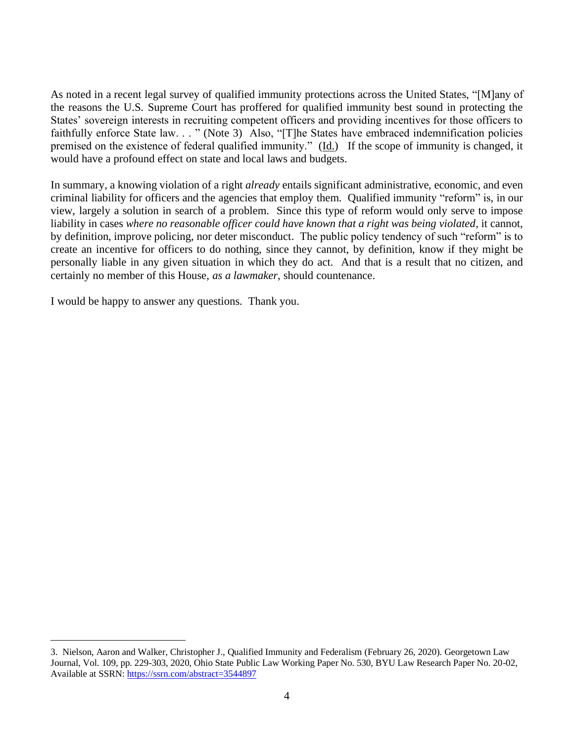As noted in a recent legal survey of qualified immunity protections across the United States, "[M]any of the reasons the U.S. Supreme Court has proffered for qualified immunity best sound in protecting the States' sovereign interests in recruiting competent officers and providing incentives for those officers to faithfully enforce State law. . . " (Note 3) Also, "[T]he States have embraced indemnification policies premised on the existence of federal qualified immunity." (Id.) If the scope of immunity is changed, it would have a profound effect on state and local laws and budgets.

In summary, a knowing violation of a right *already* entails significant administrative, economic, and even criminal liability for officers and the agencies that employ them. Qualified immunity "reform" is, in our view, largely a solution in search of a problem. Since this type of reform would only serve to impose liability in cases *where no reasonable officer could have known that a right was being violated*, it cannot, by definition, improve policing, nor deter misconduct. The public policy tendency of such "reform" is to create an incentive for officers to do nothing, since they cannot, by definition, know if they might be personally liable in any given situation in which they do act. And that is a result that no citizen, and certainly no member of this House, *as a lawmaker*, should countenance.

I would be happy to answer any questions. Thank you.

---

3. Nielson, Aaron and Walker, Christopher J., Qualified Immunity and Federalism (February 26, 2020). Georgetown Law Journal, Vol. 109, pp. 229-303, 2020, Ohio State Public Law Working Paper No. 530, BYU Law Research Paper No. 20-02, Available at SSRN: https://ssrn.com/abstract=3544897